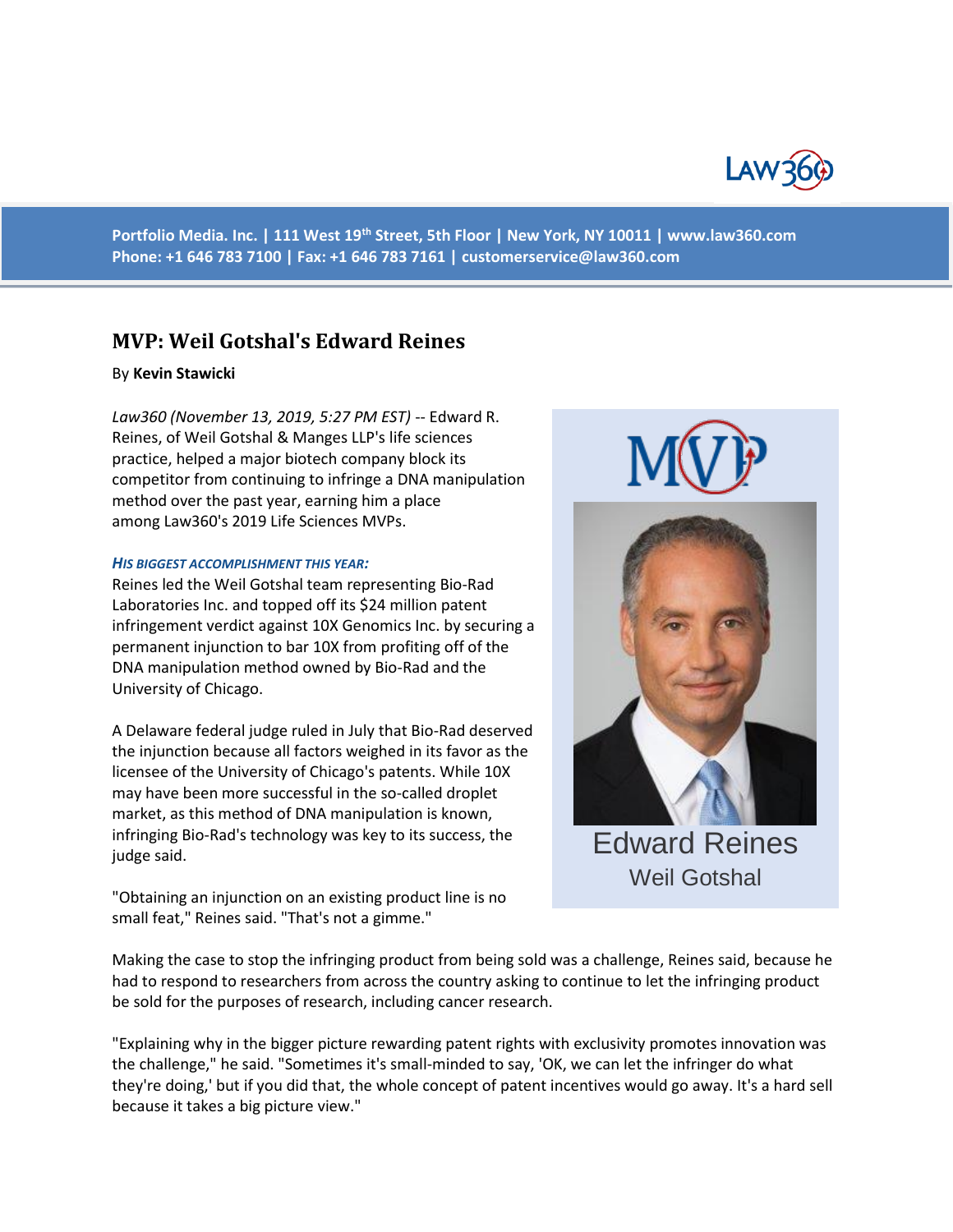Portfolio Media. Inc. | 111 West 19th Street, 5th Floor | New York, NY 10011 | www.law360.com
Phone: +1 646 783 7100 | Fax: +1 646 783 7161 | customerservice@law360.com

# MVP: Weil Gotshal's Edward Reines

By **Kevin Stawicki**

*Law360 (November 13, 2019, 5:27 PM EST)* -- Edward R. Reines, of Weil Gotshal & Manges LLP's life sciences practice, helped a major biotech company block its competitor from continuing to infringe a DNA manipulation method over the past year, earning him a place among Law360's 2019 Life Sciences MVPs.

Edward Reines
Weil Gotshal

***HIS BIGGEST ACCOMPLISHMENT THIS YEAR:***

Reines led the Weil Gotshal team representing Bio-Rad Laboratories Inc. and topped off its $24 million patent infringement verdict against 10X Genomics Inc. by securing a permanent injunction to bar 10X from profiting off of the DNA manipulation method owned by Bio-Rad and the University of Chicago.

A Delaware federal judge ruled in July that Bio-Rad deserved the injunction because all factors weighed in its favor as the licensee of the University of Chicago's patents. While 10X may have been more successful in the so-called droplet market, as this method of DNA manipulation is known, infringing Bio-Rad's technology was key to its success, the judge said.

"Obtaining an injunction on an existing product line is no small feat," Reines said. "That's not a gimme."

Making the case to stop the infringing product from being sold was a challenge, Reines said, because he had to respond to researchers from across the country asking to continue to let the infringing product be sold for the purposes of research, including cancer research.

"Explaining why in the bigger picture rewarding patent rights with exclusivity promotes innovation was the challenge," he said. "Sometimes it's small-minded to say, 'OK, we can let the infringer do what they're doing,' but if you did that, the whole concept of patent incentives would go away. It's a hard sell because it takes a big picture view."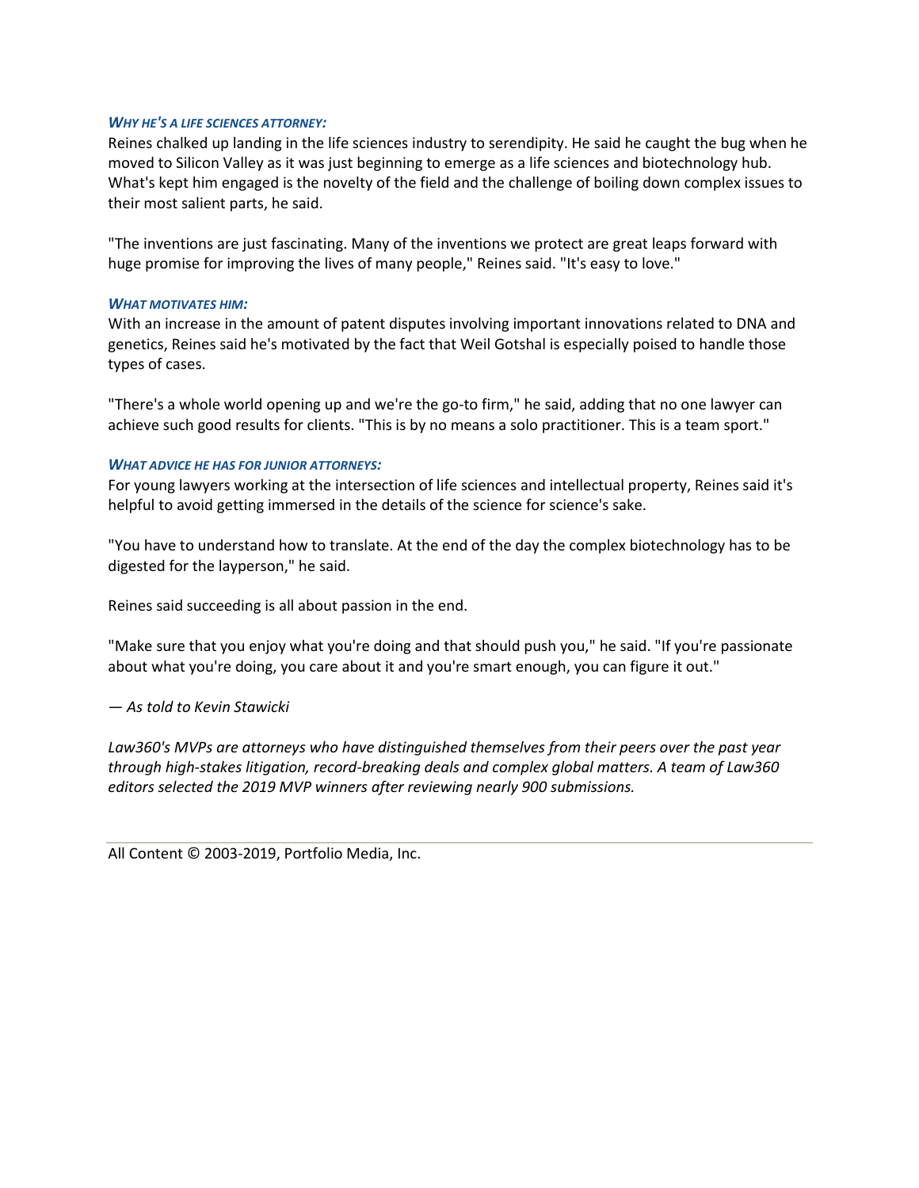### *Why he's a life sciences attorney:*

Reines chalked up landing in the life sciences industry to serendipity. He said he caught the bug when he moved to Silicon Valley as it was just beginning to emerge as a life sciences and biotechnology hub. What's kept him engaged is the novelty of the field and the challenge of boiling down complex issues to their most salient parts, he said.

"The inventions are just fascinating. Many of the inventions we protect are great leaps forward with huge promise for improving the lives of many people," Reines said. "It's easy to love."

### *What motivates him:*

With an increase in the amount of patent disputes involving important innovations related to DNA and genetics, Reines said he's motivated by the fact that Weil Gotshal is especially poised to handle those types of cases.

"There's a whole world opening up and we're the go-to firm," he said, adding that no one lawyer can achieve such good results for clients. "This is by no means a solo practitioner. This is a team sport."

### *What advice he has for junior attorneys:*

For young lawyers working at the intersection of life sciences and intellectual property, Reines said it's helpful to avoid getting immersed in the details of the science for science's sake.

"You have to understand how to translate. At the end of the day the complex biotechnology has to be digested for the layperson," he said.

Reines said succeeding is all about passion in the end.

"Make sure that you enjoy what you're doing and that should push you," he said. "If you're passionate about what you're doing, you care about it and you're smart enough, you can figure it out."

*— As told to Kevin Stawicki*

*Law360's MVPs are attorneys who have distinguished themselves from their peers over the past year through high-stakes litigation, record-breaking deals and complex global matters. A team of Law360 editors selected the 2019 MVP winners after reviewing nearly 900 submissions.*

---

All Content © 2003-2019, Portfolio Media, Inc.